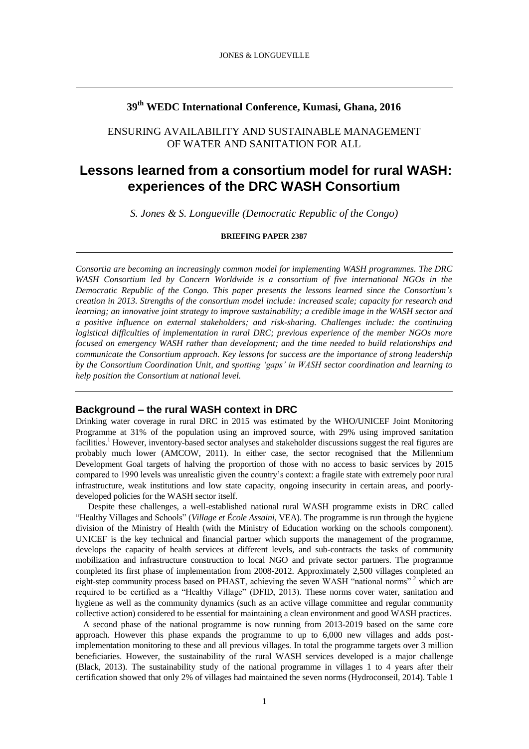**39th WEDC International Conference, Kumasi, Ghana, 2016**

ENSURING AVAILABILITY AND SUSTAINABLE MANAGEMENT OF WATER AND SANITATION FOR ALL

# Lessons learned from a consortium model for rural WASH: experiences of the DRC WASH Consortium

*S. Jones & S. Longueville (Democratic Republic of the Congo)*

**BRIEFING PAPER 2387**

*Consortia are becoming an increasingly common model for implementing WASH programmes. The DRC WASH Consortium led by Concern Worldwide is a consortium of five international NGOs in the Democratic Republic of the Congo. This paper presents the lessons learned since the Consortium's creation in 2013. Strengths of the consortium model include: increased scale; capacity for research and learning; an innovative joint strategy to improve sustainability; a credible image in the WASH sector and a positive influence on external stakeholders; and risk-sharing. Challenges include: the continuing logistical difficulties of implementation in rural DRC; previous experience of the member NGOs more focused on emergency WASH rather than development; and the time needed to build relationships and communicate the Consortium approach. Key lessons for success are the importance of strong leadership by the Consortium Coordination Unit, and spotting 'gaps' in WASH sector coordination and learning to help position the Consortium at national level.*

## Background – the rural WASH context in DRC

Drinking water coverage in rural DRC in 2015 was estimated by the WHO/UNICEF Joint Monitoring Programme at 31% of the population using an improved source, with 29% using improved sanitation facilities.[1] However, inventory-based sector analyses and stakeholder discussions suggest the real figures are probably much lower (AMCOW, 2011). In either case, the sector recognised that the Millennium Development Goal targets of halving the proportion of those with no access to basic services by 2015 compared to 1990 levels was unrealistic given the country's context: a fragile state with extremely poor rural infrastructure, weak institutions and low state capacity, ongoing insecurity in certain areas, and poorly-developed policies for the WASH sector itself.

Despite these challenges, a well-established national rural WASH programme exists in DRC called "Healthy Villages and Schools" (*Village et École Assaini*, VEA). The programme is run through the hygiene division of the Ministry of Health (with the Ministry of Education working on the schools component). UNICEF is the key technical and financial partner which supports the management of the programme, develops the capacity of health services at different levels, and sub-contracts the tasks of community mobilization and infrastructure construction to local NGO and private sector partners. The programme completed its first phase of implementation from 2008-2012. Approximately 2,500 villages completed an eight-step community process based on PHAST, achieving the seven WASH "national norms"[2] which are required to be certified as a "Healthy Village" (DFID, 2013). These norms cover water, sanitation and hygiene as well as the community dynamics (such as an active village committee and regular community collective action) considered to be essential for maintaining a clean environment and good WASH practices.

A second phase of the national programme is now running from 2013-2019 based on the same core approach. However this phase expands the programme to up to 6,000 new villages and adds post-implementation monitoring to these and all previous villages. In total the programme targets over 3 million beneficiaries. However, the sustainability of the rural WASH services developed is a major challenge (Black, 2013). The sustainability study of the national programme in villages 1 to 4 years after their certification showed that only 2% of villages had maintained the seven norms (Hydroconseil, 2014). Table 1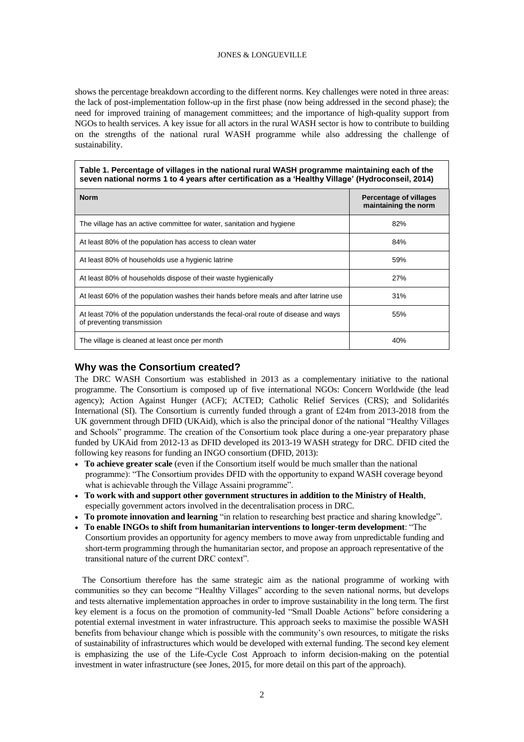shows the percentage breakdown according to the different norms. Key challenges were noted in three areas: the lack of post-implementation follow-up in the first phase (now being addressed in the second phase); the need for improved training of management committees; and the importance of high-quality support from NGOs to health services. A key issue for all actors in the rural WASH sector is how to contribute to building on the strengths of the national rural WASH programme while also addressing the challenge of sustainability.

**Table 1. Percentage of villages in the national rural WASH programme maintaining each of the seven national norms 1 to 4 years after certification as a 'Healthy Village' (Hydroconseil, 2014)**

| Norm | Percentage of villages maintaining the norm |
|---|---|
| The village has an active committee for water, sanitation and hygiene | 82% |
| At least 80% of the population has access to clean water | 84% |
| At least 80% of households use a hygienic latrine | 59% |
| At least 80% of households dispose of their waste hygienically | 27% |
| At least 60% of the population washes their hands before meals and after latrine use | 31% |
| At least 70% of the population understands the fecal-oral route of disease and ways of preventing transmission | 55% |
| The village is cleaned at least once per month | 40% |

## Why was the Consortium created?

The DRC WASH Consortium was established in 2013 as a complementary initiative to the national programme. The Consortium is composed up of five international NGOs: Concern Worldwide (the lead agency); Action Against Hunger (ACF); ACTED; Catholic Relief Services (CRS); and Solidarités International (SI). The Consortium is currently funded through a grant of £24m from 2013-2018 from the UK government through DFID (UKAid), which is also the principal donor of the national "Healthy Villages and Schools" programme. The creation of the Consortium took place during a one-year preparatory phase funded by UKAid from 2012-13 as DFID developed its 2013-19 WASH strategy for DRC. DFID cited the following key reasons for funding an INGO consortium (DFID, 2013):

- **To achieve greater scale** (even if the Consortium itself would be much smaller than the national programme): "The Consortium provides DFID with the opportunity to expand WASH coverage beyond what is achievable through the Village Assaini programme".
- **To work with and support other government structures in addition to the Ministry of Health**, especially government actors involved in the decentralisation process in DRC.
- **To promote innovation and learning** "in relation to researching best practice and sharing knowledge".
- **To enable INGOs to shift from humanitarian interventions to longer-term development**: "The Consortium provides an opportunity for agency members to move away from unpredictable funding and short-term programming through the humanitarian sector, and propose an approach representative of the transitional nature of the current DRC context".

The Consortium therefore has the same strategic aim as the national programme of working with communities so they can become "Healthy Villages" according to the seven national norms, but develops and tests alternative implementation approaches in order to improve sustainability in the long term. The first key element is a focus on the promotion of community-led "Small Doable Actions" before considering a potential external investment in water infrastructure. This approach seeks to maximise the possible WASH benefits from behaviour change which is possible with the community's own resources, to mitigate the risks of sustainability of infrastructures which would be developed with external funding. The second key element is emphasizing the use of the Life-Cycle Cost Approach to inform decision-making on the potential investment in water infrastructure (see Jones, 2015, for more detail on this part of the approach).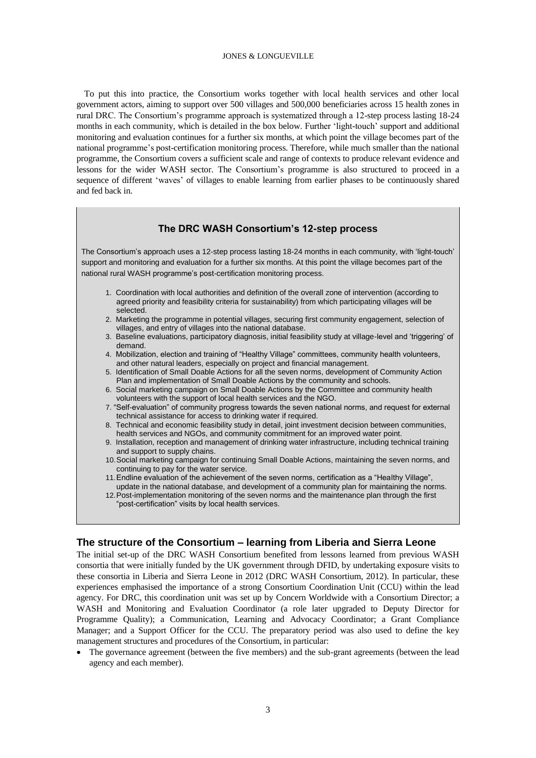To put this into practice, the Consortium works together with local health services and other local government actors, aiming to support over 500 villages and 500,000 beneficiaries across 15 health zones in rural DRC. The Consortium's programme approach is systematized through a 12-step process lasting 18-24 months in each community, which is detailed in the box below. Further 'light-touch' support and additional monitoring and evaluation continues for a further six months, at which point the village becomes part of the national programme's post-certification monitoring process. Therefore, while much smaller than the national programme, the Consortium covers a sufficient scale and range of contexts to produce relevant evidence and lessons for the wider WASH sector. The Consortium's programme is also structured to proceed in a sequence of different 'waves' of villages to enable learning from earlier phases to be continuously shared and fed back in.

### The DRC WASH Consortium's 12-step process

The Consortium's approach uses a 12-step process lasting 18-24 months in each community, with 'light-touch' support and monitoring and evaluation for a further six months. At this point the village becomes part of the national rural WASH programme's post-certification monitoring process.

1. Coordination with local authorities and definition of the overall zone of intervention (according to agreed priority and feasibility criteria for sustainability) from which participating villages will be selected.
2. Marketing the programme in potential villages, securing first community engagement, selection of villages, and entry of villages into the national database.
3. Baseline evaluations, participatory diagnosis, initial feasibility study at village-level and 'triggering' of demand.
4. Mobilization, election and training of "Healthy Village" committees, community health volunteers, and other natural leaders, especially on project and financial management.
5. Identification of Small Doable Actions for all the seven norms, development of Community Action Plan and implementation of Small Doable Actions by the community and schools.
6. Social marketing campaign on Small Doable Actions by the Committee and community health volunteers with the support of local health services and the NGO.
7. "Self-evaluation" of community progress towards the seven national norms, and request for external technical assistance for access to drinking water if required.
8. Technical and economic feasibility study in detail, joint investment decision between communities, health services and NGOs, and community commitment for an improved water point.
9. Installation, reception and management of drinking water infrastructure, including technical training and support to supply chains.
10. Social marketing campaign for continuing Small Doable Actions, maintaining the seven norms, and continuing to pay for the water service.
11. Endline evaluation of the achievement of the seven norms, certification as a "Healthy Village", update in the national database, and development of a community plan for maintaining the norms.
12. Post-implementation monitoring of the seven norms and the maintenance plan through the first "post-certification" visits by local health services.

## The structure of the Consortium – learning from Liberia and Sierra Leone

The initial set-up of the DRC WASH Consortium benefited from lessons learned from previous WASH consortia that were initially funded by the UK government through DFID, by undertaking exposure visits to these consortia in Liberia and Sierra Leone in 2012 (DRC WASH Consortium, 2012). In particular, these experiences emphasised the importance of a strong Consortium Coordination Unit (CCU) within the lead agency. For DRC, this coordination unit was set up by Concern Worldwide with a Consortium Director; a WASH and Monitoring and Evaluation Coordinator (a role later upgraded to Deputy Director for Programme Quality); a Communication, Learning and Advocacy Coordinator; a Grant Compliance Manager; and a Support Officer for the CCU. The preparatory period was also used to define the key management structures and procedures of the Consortium, in particular:

- The governance agreement (between the five members) and the sub-grant agreements (between the lead agency and each member).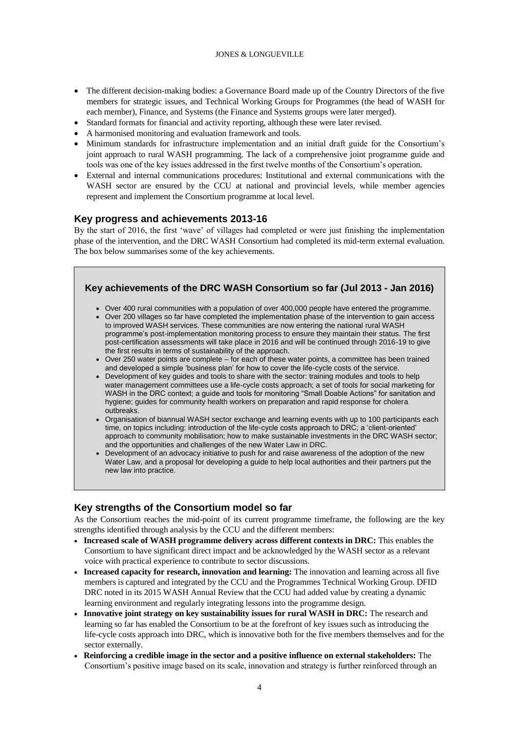- The different decision-making bodies: a Governance Board made up of the Country Directors of the five members for strategic issues, and Technical Working Groups for Programmes (the head of WASH for each member), Finance, and Systems (the Finance and Systems groups were later merged).
- Standard formats for financial and activity reporting, although these were later revised.
- A harmonised monitoring and evaluation framework and tools.
- Minimum standards for infrastructure implementation and an initial draft guide for the Consortium's joint approach to rural WASH programming. The lack of a comprehensive joint programme guide and tools was one of the key issues addressed in the first twelve months of the Consortium's operation.
- External and internal communications procedures: Institutional and external communications with the WASH sector are ensured by the CCU at national and provincial levels, while member agencies represent and implement the Consortium programme at local level.

## Key progress and achievements 2013-16

By the start of 2016, the first 'wave' of villages had completed or were just finishing the implementation phase of the intervention, and the DRC WASH Consortium had completed its mid-term external evaluation. The box below summarises some of the key achievements.

### Key achievements of the DRC WASH Consortium so far (Jul 2013 - Jan 2016)

- Over 400 rural communities with a population of over 400,000 people have entered the programme.
- Over 200 villages so far have completed the implementation phase of the intervention to gain access to improved WASH services. These communities are now entering the national rural WASH programme's post-implementation monitoring process to ensure they maintain their status. The first post-certification assessments will take place in 2016 and will be continued through 2016-19 to give the first results in terms of sustainability of the approach.
- Over 250 water points are complete – for each of these water points, a committee has been trained and developed a simple 'business plan' for how to cover the life-cycle costs of the service.
- Development of key guides and tools to share with the sector: training modules and tools to help water management committees use a life-cycle costs approach; a set of tools for social marketing for WASH in the DRC context; a guide and tools for monitoring "Small Doable Actions" for sanitation and hygiene; guides for community health workers on preparation and rapid response for cholera outbreaks.
- Organisation of biannual WASH sector exchange and learning events with up to 100 participants each time, on topics including: introduction of the life-cycle costs approach to DRC; a 'client-oriented' approach to community mobilisation; how to make sustainable investments in the DRC WASH sector; and the opportunities and challenges of the new Water Law in DRC.
- Development of an advocacy initiative to push for and raise awareness of the adoption of the new Water Law, and a proposal for developing a guide to help local authorities and their partners put the new law into practice.

## Key strengths of the Consortium model so far

As the Consortium reaches the mid-point of its current programme timeframe, the following are the key strengths identified through analysis by the CCU and the different members:

- **Increased scale of WASH programme delivery across different contexts in DRC:** This enables the Consortium to have significant direct impact and be acknowledged by the WASH sector as a relevant voice with practical experience to contribute to sector discussions.
- **Increased capacity for research, innovation and learning:** The innovation and learning across all five members is captured and integrated by the CCU and the Programmes Technical Working Group. DFID DRC noted in its 2015 WASH Annual Review that the CCU had added value by creating a dynamic learning environment and regularly integrating lessons into the programme design.
- **Innovative joint strategy on key sustainability issues for rural WASH in DRC:** The research and learning so far has enabled the Consortium to be at the forefront of key issues such as introducing the life-cycle costs approach into DRC, which is innovative both for the five members themselves and for the sector externally.
- **Reinforcing a credible image in the sector and a positive influence on external stakeholders:** The Consortium's positive image based on its scale, innovation and strategy is further reinforced through an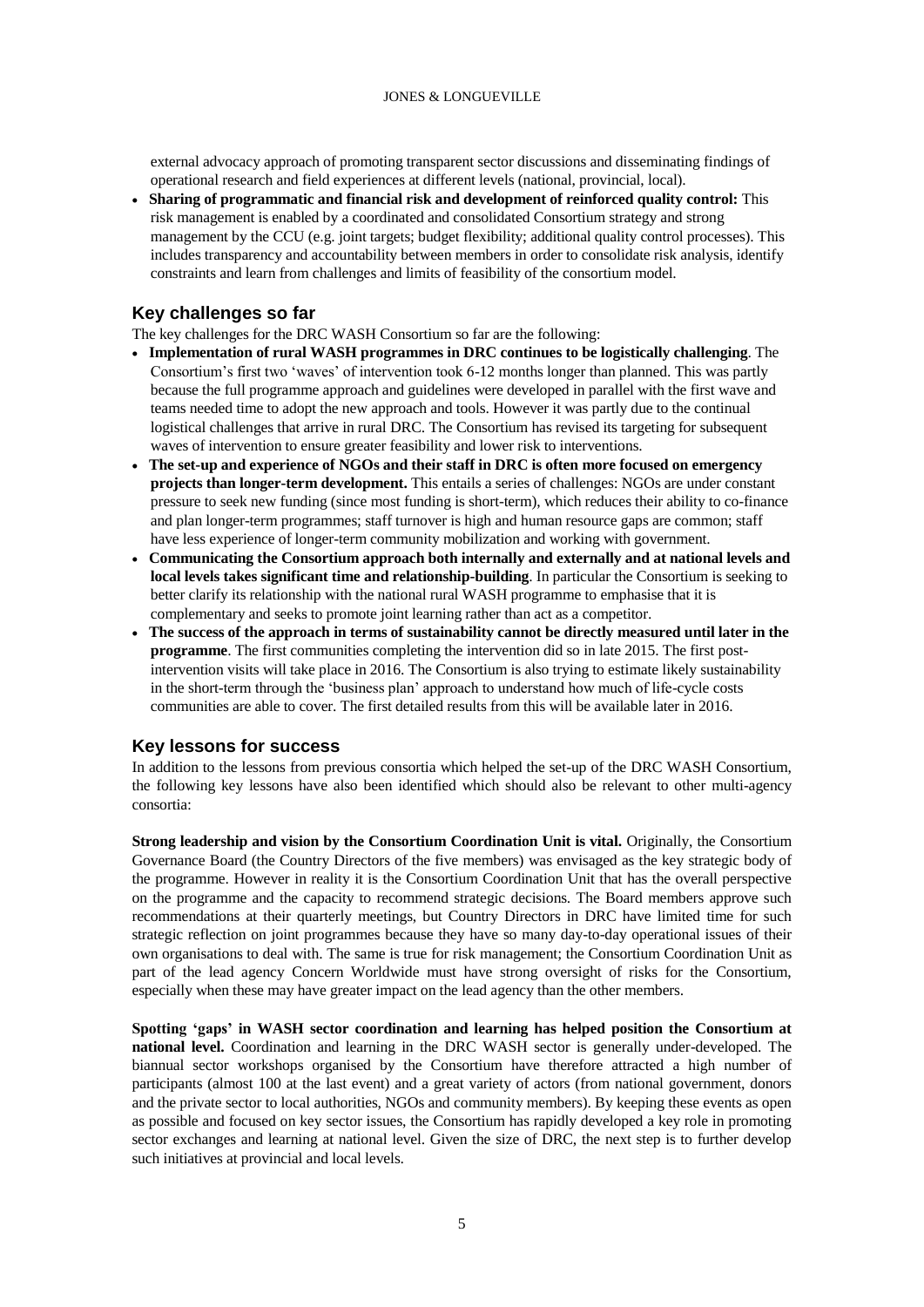external advocacy approach of promoting transparent sector discussions and disseminating findings of operational research and field experiences at different levels (national, provincial, local).

- **Sharing of programmatic and financial risk and development of reinforced quality control:** This risk management is enabled by a coordinated and consolidated Consortium strategy and strong management by the CCU (e.g. joint targets; budget flexibility; additional quality control processes). This includes transparency and accountability between members in order to consolidate risk analysis, identify constraints and learn from challenges and limits of feasibility of the consortium model.

## Key challenges so far

The key challenges for the DRC WASH Consortium so far are the following:

- **Implementation of rural WASH programmes in DRC continues to be logistically challenging**. The Consortium's first two 'waves' of intervention took 6-12 months longer than planned. This was partly because the full programme approach and guidelines were developed in parallel with the first wave and teams needed time to adopt the new approach and tools. However it was partly due to the continual logistical challenges that arrive in rural DRC. The Consortium has revised its targeting for subsequent waves of intervention to ensure greater feasibility and lower risk to interventions.
- **The set-up and experience of NGOs and their staff in DRC is often more focused on emergency projects than longer-term development.** This entails a series of challenges: NGOs are under constant pressure to seek new funding (since most funding is short-term), which reduces their ability to co-finance and plan longer-term programmes; staff turnover is high and human resource gaps are common; staff have less experience of longer-term community mobilization and working with government.
- **Communicating the Consortium approach both internally and externally and at national levels and local levels takes significant time and relationship-building**. In particular the Consortium is seeking to better clarify its relationship with the national rural WASH programme to emphasise that it is complementary and seeks to promote joint learning rather than act as a competitor.
- **The success of the approach in terms of sustainability cannot be directly measured until later in the programme**. The first communities completing the intervention did so in late 2015. The first post-intervention visits will take place in 2016. The Consortium is also trying to estimate likely sustainability in the short-term through the 'business plan' approach to understand how much of life-cycle costs communities are able to cover. The first detailed results from this will be available later in 2016.

## Key lessons for success

In addition to the lessons from previous consortia which helped the set-up of the DRC WASH Consortium, the following key lessons have also been identified which should also be relevant to other multi-agency consortia:

**Strong leadership and vision by the Consortium Coordination Unit is vital.** Originally, the Consortium Governance Board (the Country Directors of the five members) was envisaged as the key strategic body of the programme. However in reality it is the Consortium Coordination Unit that has the overall perspective on the programme and the capacity to recommend strategic decisions. The Board members approve such recommendations at their quarterly meetings, but Country Directors in DRC have limited time for such strategic reflection on joint programmes because they have so many day-to-day operational issues of their own organisations to deal with. The same is true for risk management; the Consortium Coordination Unit as part of the lead agency Concern Worldwide must have strong oversight of risks for the Consortium, especially when these may have greater impact on the lead agency than the other members.

**Spotting 'gaps' in WASH sector coordination and learning has helped position the Consortium at national level.** Coordination and learning in the DRC WASH sector is generally under-developed. The biannual sector workshops organised by the Consortium have therefore attracted a high number of participants (almost 100 at the last event) and a great variety of actors (from national government, donors and the private sector to local authorities, NGOs and community members). By keeping these events as open as possible and focused on key sector issues, the Consortium has rapidly developed a key role in promoting sector exchanges and learning at national level. Given the size of DRC, the next step is to further develop such initiatives at provincial and local levels.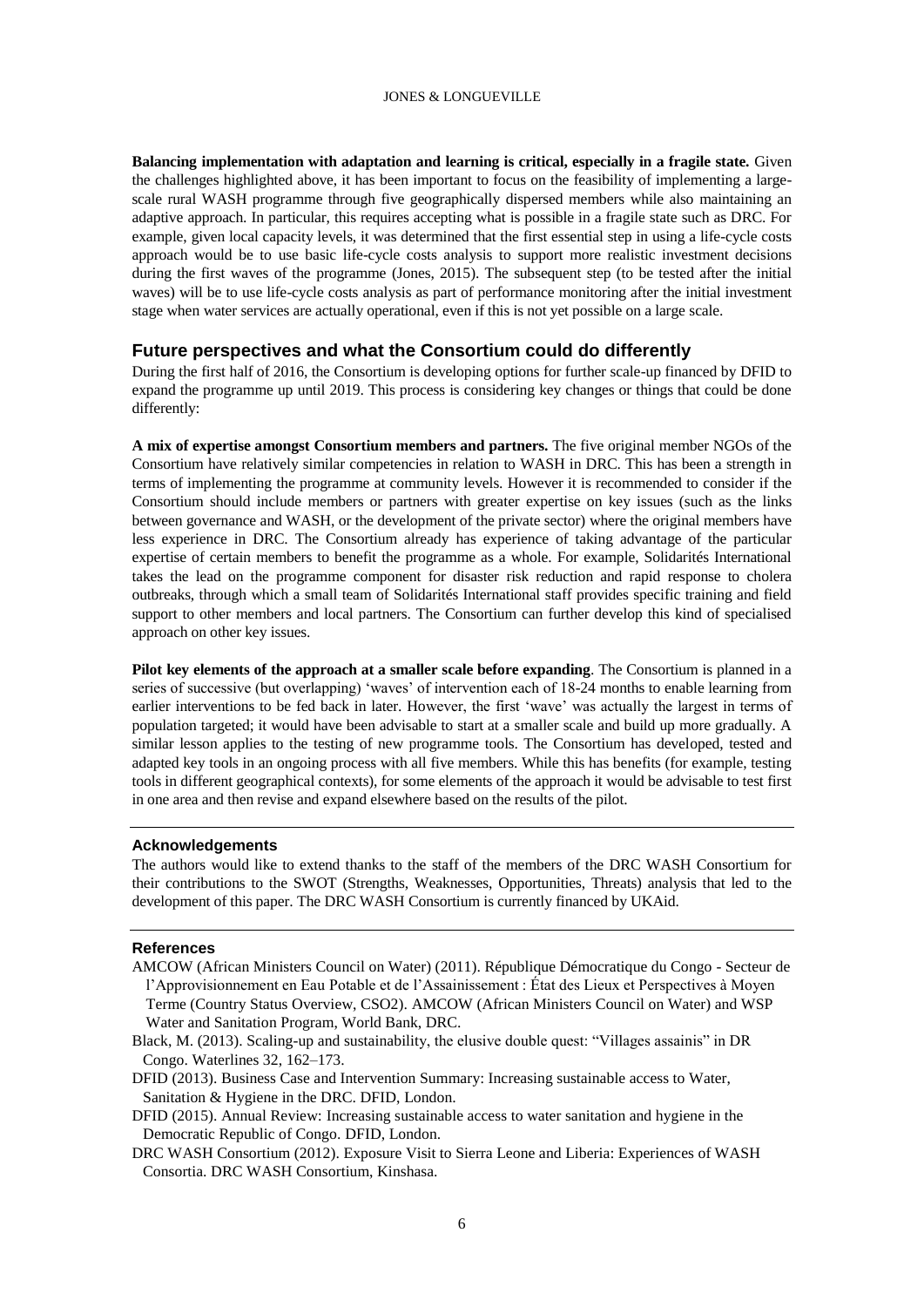**Balancing implementation with adaptation and learning is critical, especially in a fragile state.** Given the challenges highlighted above, it has been important to focus on the feasibility of implementing a large-scale rural WASH programme through five geographically dispersed members while also maintaining an adaptive approach. In particular, this requires accepting what is possible in a fragile state such as DRC. For example, given local capacity levels, it was determined that the first essential step in using a life-cycle costs approach would be to use basic life-cycle costs analysis to support more realistic investment decisions during the first waves of the programme (Jones, 2015). The subsequent step (to be tested after the initial waves) will be to use life-cycle costs analysis as part of performance monitoring after the initial investment stage when water services are actually operational, even if this is not yet possible on a large scale.

## Future perspectives and what the Consortium could do differently

During the first half of 2016, the Consortium is developing options for further scale-up financed by DFID to expand the programme up until 2019. This process is considering key changes or things that could be done differently:

**A mix of expertise amongst Consortium members and partners.** The five original member NGOs of the Consortium have relatively similar competencies in relation to WASH in DRC. This has been a strength in terms of implementing the programme at community levels. However it is recommended to consider if the Consortium should include members or partners with greater expertise on key issues (such as the links between governance and WASH, or the development of the private sector) where the original members have less experience in DRC. The Consortium already has experience of taking advantage of the particular expertise of certain members to benefit the programme as a whole. For example, Solidarités International takes the lead on the programme component for disaster risk reduction and rapid response to cholera outbreaks, through which a small team of Solidarités International staff provides specific training and field support to other members and local partners. The Consortium can further develop this kind of specialised approach on other key issues.

**Pilot key elements of the approach at a smaller scale before expanding**. The Consortium is planned in a series of successive (but overlapping) 'waves' of intervention each of 18-24 months to enable learning from earlier interventions to be fed back in later. However, the first 'wave' was actually the largest in terms of population targeted; it would have been advisable to start at a smaller scale and build up more gradually. A similar lesson applies to the testing of new programme tools. The Consortium has developed, tested and adapted key tools in an ongoing process with all five members. While this has benefits (for example, testing tools in different geographical contexts), for some elements of the approach it would be advisable to test first in one area and then revise and expand elsewhere based on the results of the pilot.

### Acknowledgements

The authors would like to extend thanks to the staff of the members of the DRC WASH Consortium for their contributions to the SWOT (Strengths, Weaknesses, Opportunities, Threats) analysis that led to the development of this paper. The DRC WASH Consortium is currently financed by UKAid.

### References

AMCOW (African Ministers Council on Water) (2011). République Démocratique du Congo - Secteur de l'Approvisionnement en Eau Potable et de l'Assainissement : État des Lieux et Perspectives à Moyen Terme (Country Status Overview, CSO2). AMCOW (African Ministers Council on Water) and WSP Water and Sanitation Program, World Bank, DRC.

Black, M. (2013). Scaling-up and sustainability, the elusive double quest: "Villages assainis" in DR Congo. Waterlines 32, 162–173.

DFID (2013). Business Case and Intervention Summary: Increasing sustainable access to Water, Sanitation & Hygiene in the DRC. DFID, London.

DFID (2015). Annual Review: Increasing sustainable access to water sanitation and hygiene in the Democratic Republic of Congo. DFID, London.

DRC WASH Consortium (2012). Exposure Visit to Sierra Leone and Liberia: Experiences of WASH Consortia. DRC WASH Consortium, Kinshasa.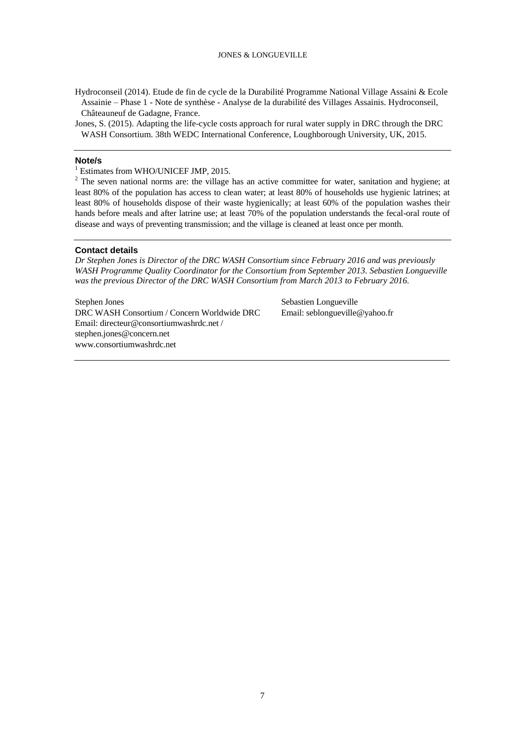Hydroconseil (2014). Etude de fin de cycle de la Durabilité Programme National Village Assaini & Ecole Assainie – Phase 1 - Note de synthèse - Analyse de la durabilité des Villages Assainis. Hydroconseil, Châteauneuf de Gadagne, France.

Jones, S. (2015). Adapting the life-cycle costs approach for rural water supply in DRC through the DRC WASH Consortium. 38th WEDC International Conference, Loughborough University, UK, 2015.

## Note/s

[1] Estimates from WHO/UNICEF JMP, 2015.

[2] The seven national norms are: the village has an active committee for water, sanitation and hygiene; at least 80% of the population has access to clean water; at least 80% of households use hygienic latrines; at least 80% of households dispose of their waste hygienically; at least 60% of the population washes their hands before meals and after latrine use; at least 70% of the population understands the fecal-oral route of disease and ways of preventing transmission; and the village is cleaned at least once per month.

## Contact details

*Dr Stephen Jones is Director of the DRC WASH Consortium since February 2016 and was previously WASH Programme Quality Coordinator for the Consortium from September 2013. Sebastien Longueville was the previous Director of the DRC WASH Consortium from March 2013 to February 2016.*

Stephen Jones
DRC WASH Consortium / Concern Worldwide DRC
Email: directeur@consortiumwashrdc.net / stephen.jones@concern.net
www.consortiumwashrdc.net

Sebastien Longueville
Email: seblongueville@yahoo.fr